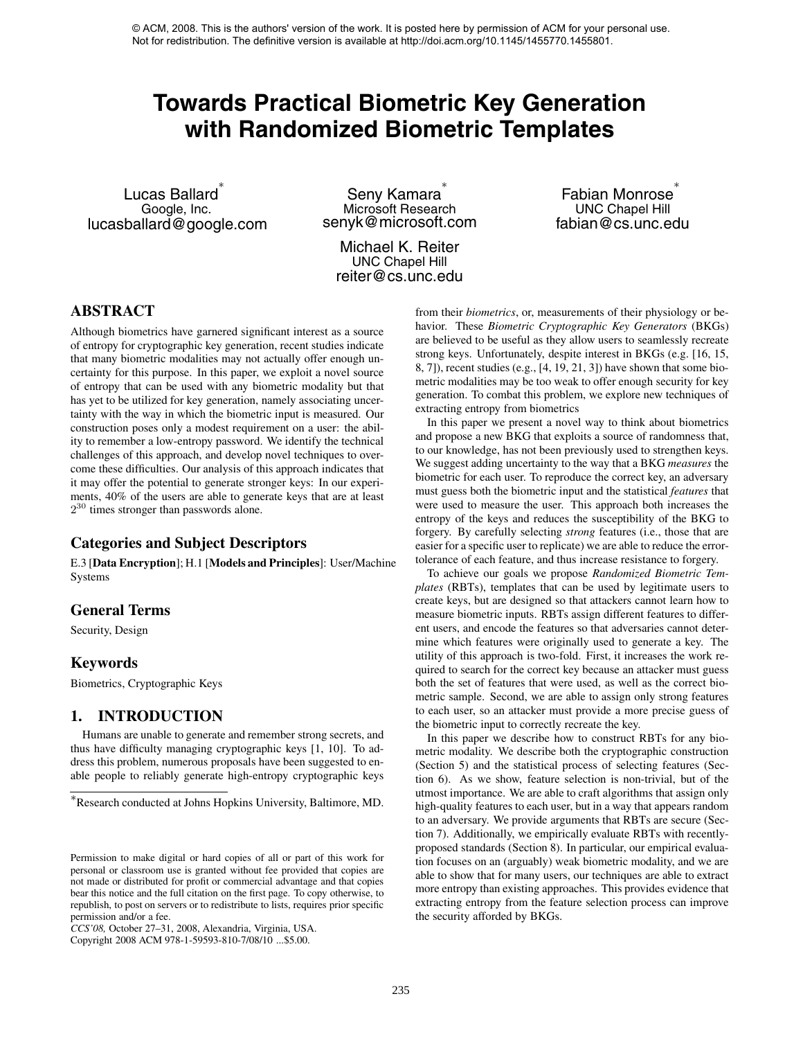© ACM, 2008. This is the authors' version of the work. It is posted here by permission of ACM for your personal use. Not for redistribution. The definitive version is available at http://doi.acm.org/10.1145/1455770.1455801.

# Towards Practical Biometric Key Generation with Randomized Biometric Templates

Lucas Ballard*
Google, Inc.
lucasballard@google.com

Seny Kamara*
Microsoft Research
senyk@microsoft.com

Fabian Monrose*
UNC Chapel Hill
fabian@cs.unc.edu

Michael K. Reiter
UNC Chapel Hill
reiter@cs.unc.edu

## ABSTRACT

Although biometrics have garnered significant interest as a source of entropy for cryptographic key generation, recent studies indicate that many biometric modalities may not actually offer enough uncertainty for this purpose. In this paper, we exploit a novel source of entropy that can be used with any biometric modality but that has yet to be utilized for key generation, namely associating uncertainty with the way in which the biometric input is measured. Our construction poses only a modest requirement on a user: the ability to remember a low-entropy password. We identify the technical challenges of this approach, and develop novel techniques to overcome these difficulties. Our analysis of this approach indicates that it may offer the potential to generate stronger keys: In our experiments, 40% of the users are able to generate keys that are at least $2^{30}$ times stronger than passwords alone.

### Categories and Subject Descriptors

E.3 [**Data Encryption**]; H.1 [**Models and Principles**]: User/Machine Systems

### General Terms

Security, Design

### Keywords

Biometrics, Cryptographic Keys

## 1. INTRODUCTION

Humans are unable to generate and remember strong secrets, and thus have difficulty managing cryptographic keys [1, 10]. To address this problem, numerous proposals have been suggested to enable people to reliably generate high-entropy cryptographic keys from their *biometrics*, or, measurements of their physiology or behavior. These *Biometric Cryptographic Key Generators* (BKGs) are believed to be useful as they allow users to seamlessly recreate strong keys. Unfortunately, despite interest in BKGs (e.g. [16, 15, 8, 7]), recent studies (e.g., [4, 19, 21, 3]) have shown that some biometric modalities may be too weak to offer enough security for key generation. To combat this problem, we explore new techniques of extracting entropy from biometrics

In this paper we present a novel way to think about biometrics and propose a new BKG that exploits a source of randomness that, to our knowledge, has not been previously used to strengthen keys. We suggest adding uncertainty to the way that a BKG *measures* the biometric for each user. To reproduce the correct key, an adversary must guess both the biometric input and the statistical *features* that were used to measure the user. This approach both increases the entropy of the keys and reduces the susceptibility of the BKG to forgery. By carefully selecting *strong* features (i.e., those that are easier for a specific user to replicate) we are able to reduce the error-tolerance of each feature, and thus increase resistance to forgery.

To achieve our goals we propose *Randomized Biometric Templates* (RBTs), templates that can be used by legitimate users to create keys, but are designed so that attackers cannot learn how to measure biometric inputs. RBTs assign different features to different users, and encode the features so that adversaries cannot determine which features were originally used to generate a key. The utility of this approach is two-fold. First, it increases the work required to search for the correct key because an attacker must guess both the set of features that were used, as well as the correct biometric sample. Second, we are able to assign only strong features to each user, so an attacker must provide a more precise guess of the biometric input to correctly recreate the key.

In this paper we describe how to construct RBTs for any biometric modality. We describe both the cryptographic construction (Section 5) and the statistical process of selecting features (Section 6). As we show, feature selection is non-trivial, but of the utmost importance. We are able to craft algorithms that assign only high-quality features to each user, but in a way that appears random to an adversary. We provide arguments that RBTs are secure (Section 7). Additionally, we empirically evaluate RBTs with recently-proposed standards (Section 8). In particular, our empirical evaluation focuses on an (arguably) weak biometric modality, and we are able to show that for many users, our techniques are able to extract more entropy than existing approaches. This provides evidence that extracting entropy from the feature selection process can improve the security afforded by BKGs.

*Research conducted at Johns Hopkins University, Baltimore, MD.

Permission to make digital or hard copies of all or part of this work for personal or classroom use is granted without fee provided that copies are not made or distributed for profit or commercial advantage and that copies bear this notice and the full citation on the first page. To copy otherwise, to republish, to post on servers or to redistribute to lists, requires prior specific permission and/or a fee.
*CCS'08,* October 27–31, 2008, Alexandria, Virginia, USA.
Copyright 2008 ACM 978-1-59593-810-7/08/10 ...$5.00.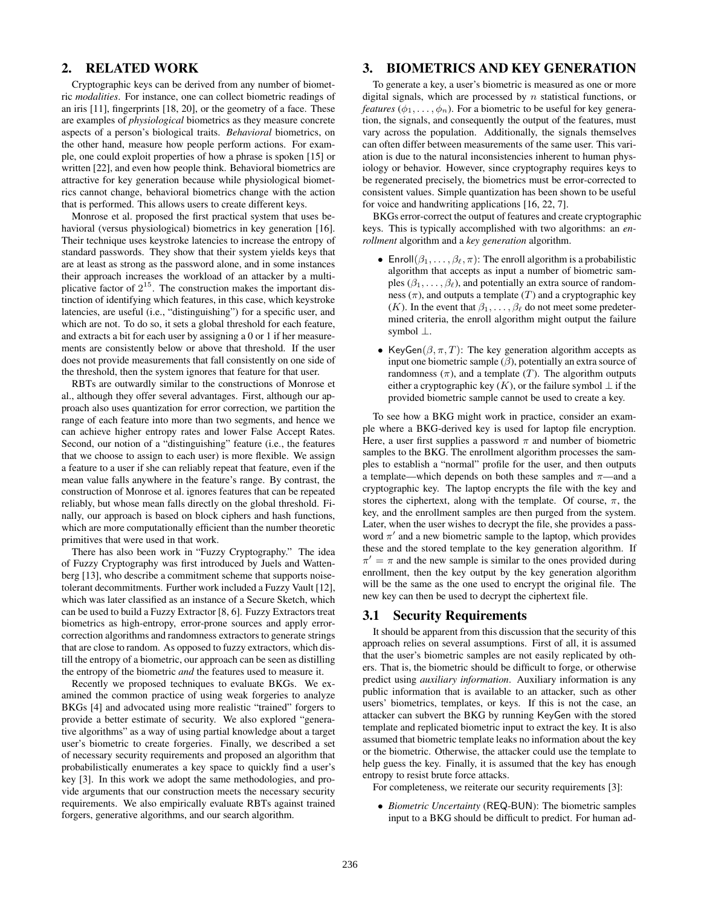## 2. RELATED WORK

Cryptographic keys can be derived from any number of biometric *modalities*. For instance, one can collect biometric readings of an iris [11], fingerprints [18, 20], or the geometry of a face. These are examples of *physiological* biometrics as they measure concrete aspects of a person's biological traits. *Behavioral* biometrics, on the other hand, measure how people perform actions. For example, one could exploit properties of how a phrase is spoken [15] or written [22], and even how people think. Behavioral biometrics are attractive for key generation because while physiological biometrics cannot change, behavioral biometrics change with the action that is performed. This allows users to create different keys.

Monrose et al. proposed the first practical system that uses behavioral (versus physiological) biometrics in key generation [16]. Their technique uses keystroke latencies to increase the entropy of standard passwords. They show that their system yields keys that are at least as strong as the password alone, and in some instances their approach increases the workload of an attacker by a multiplicative factor of $2^{15}$. The construction makes the important distinction of identifying which features, in this case, which keystroke latencies, are useful (i.e., "distinguishing") for a specific user, and which are not. To do so, it sets a global threshold for each feature, and extracts a bit for each user by assigning a 0 or 1 if her measurements are consistently below or above that threshold. If the user does not provide measurements that fall consistently on one side of the threshold, then the system ignores that feature for that user.

RBTs are outwardly similar to the constructions of Monrose et al., although they offer several advantages. First, although our approach also uses quantization for error correction, we partition the range of each feature into more than two segments, and hence we can achieve higher entropy rates and lower False Accept Rates. Second, our notion of a "distinguishing" feature (i.e., the features that we choose to assign to each user) is more flexible. We assign a feature to a user if she can reliably repeat that feature, even if the mean value falls anywhere in the feature's range. By contrast, the construction of Monrose et al. ignores features that can be repeated reliably, but whose mean falls directly on the global threshold. Finally, our approach is based on block ciphers and hash functions, which are more computationally efficient than the number theoretic primitives that were used in that work.

There has also been work in "Fuzzy Cryptography." The idea of Fuzzy Cryptography was first introduced by Juels and Wattenberg [13], who describe a commitment scheme that supports noise-tolerant decommitments. Further work included a Fuzzy Vault [12], which was later classified as an instance of a Secure Sketch, which can be used to build a Fuzzy Extractor [8, 6]. Fuzzy Extractors treat biometrics as high-entropy, error-prone sources and apply error-correction algorithms and randomness extractors to generate strings that are close to random. As opposed to fuzzy extractors, which distill the entropy of a biometric, our approach can be seen as distilling the entropy of the biometric *and* the features used to measure it.

Recently we proposed techniques to evaluate BKGs. We examined the common practice of using weak forgeries to analyze BKGs [4] and advocated using more realistic "trained" forgers to provide a better estimate of security. We also explored "generative algorithms" as a way of using partial knowledge about a target user's biometric to create forgeries. Finally, we described a set of necessary security requirements and proposed an algorithm that probabilistically enumerates a key space to quickly find a user's key [3]. In this work we adopt the same methodologies, and provide arguments that our construction meets the necessary security requirements. We also empirically evaluate RBTs against trained forgers, generative algorithms, and our search algorithm.

## 3. BIOMETRICS AND KEY GENERATION

To generate a key, a user's biometric is measured as one or more digital signals, which are processed by $n$ statistical functions, or *features* ($\phi_1, \ldots, \phi_n$). For a biometric to be useful for key generation, the signals, and consequently the output of the features, must vary across the population. Additionally, the signals themselves can often differ between measurements of the same user. This variation is due to the natural inconsistencies inherent to human physiology or behavior. However, since cryptography requires keys to be regenerated precisely, the biometrics must be error-corrected to consistent values. Simple quantization has been shown to be useful for voice and handwriting applications [16, 22, 7].

BKGs error-correct the output of features and create cryptographic keys. This is typically accomplished with two algorithms: an *enrollment* algorithm and a *key generation* algorithm.

- $\mathsf{Enroll}(\beta_1, \ldots, \beta_\ell, \pi)$: The enroll algorithm is a probabilistic algorithm that accepts as input a number of biometric samples ($\beta_1, \ldots, \beta_\ell$), and potentially an extra source of randomness ($\pi$), and outputs a template ($T$) and a cryptographic key ($K$). In the event that $\beta_1, \ldots, \beta_\ell$ do not meet some predetermined criteria, the enroll algorithm might output the failure symbol $\perp$.
- $\mathsf{KeyGen}(\beta, \pi, T)$: The key generation algorithm accepts as input one biometric sample ($\beta$), potentially an extra source of randomness ($\pi$), and a template ($T$). The algorithm outputs either a cryptographic key ($K$), or the failure symbol $\perp$ if the provided biometric sample cannot be used to create a key.

To see how a BKG might work in practice, consider an example where a BKG-derived key is used for laptop file encryption. Here, a user first supplies a password $\pi$ and number of biometric samples to the BKG. The enrollment algorithm processes the samples to establish a "normal" profile for the user, and then outputs a template—which depends on both these samples and $\pi$—and a cryptographic key. The laptop encrypts the file with the key and stores the ciphertext, along with the template. Of course, $\pi$, the key, and the enrollment samples are then purged from the system. Later, when the user wishes to decrypt the file, she provides a password $\pi'$ and a new biometric sample to the laptop, which provides these and the stored template to the key generation algorithm. If $\pi' = \pi$ and the new sample is similar to the ones provided during enrollment, then the key output by the key generation algorithm will be the same as the one used to encrypt the original file. The new key can then be used to decrypt the ciphertext file.

### 3.1 Security Requirements

It should be apparent from this discussion that the security of this approach relies on several assumptions. First of all, it is assumed that the user's biometric samples are not easily replicated by others. That is, the biometric should be difficult to forge, or otherwise predict using *auxiliary information*. Auxiliary information is any public information that is available to an attacker, such as other users' biometrics, templates, or keys. If this is not the case, an attacker can subvert the BKG by running $\mathsf{KeyGen}$ with the stored template and replicated biometric input to extract the key. It is also assumed that biometric template leaks no information about the key or the biometric. Otherwise, the attacker could use the template to help guess the key. Finally, it is assumed that the key has enough entropy to resist brute force attacks.

For completeness, we reiterate our security requirements [3]:

- *Biometric Uncertainty* (REQ-BUN): The biometric samples input to a BKG should be difficult to predict. For human ad-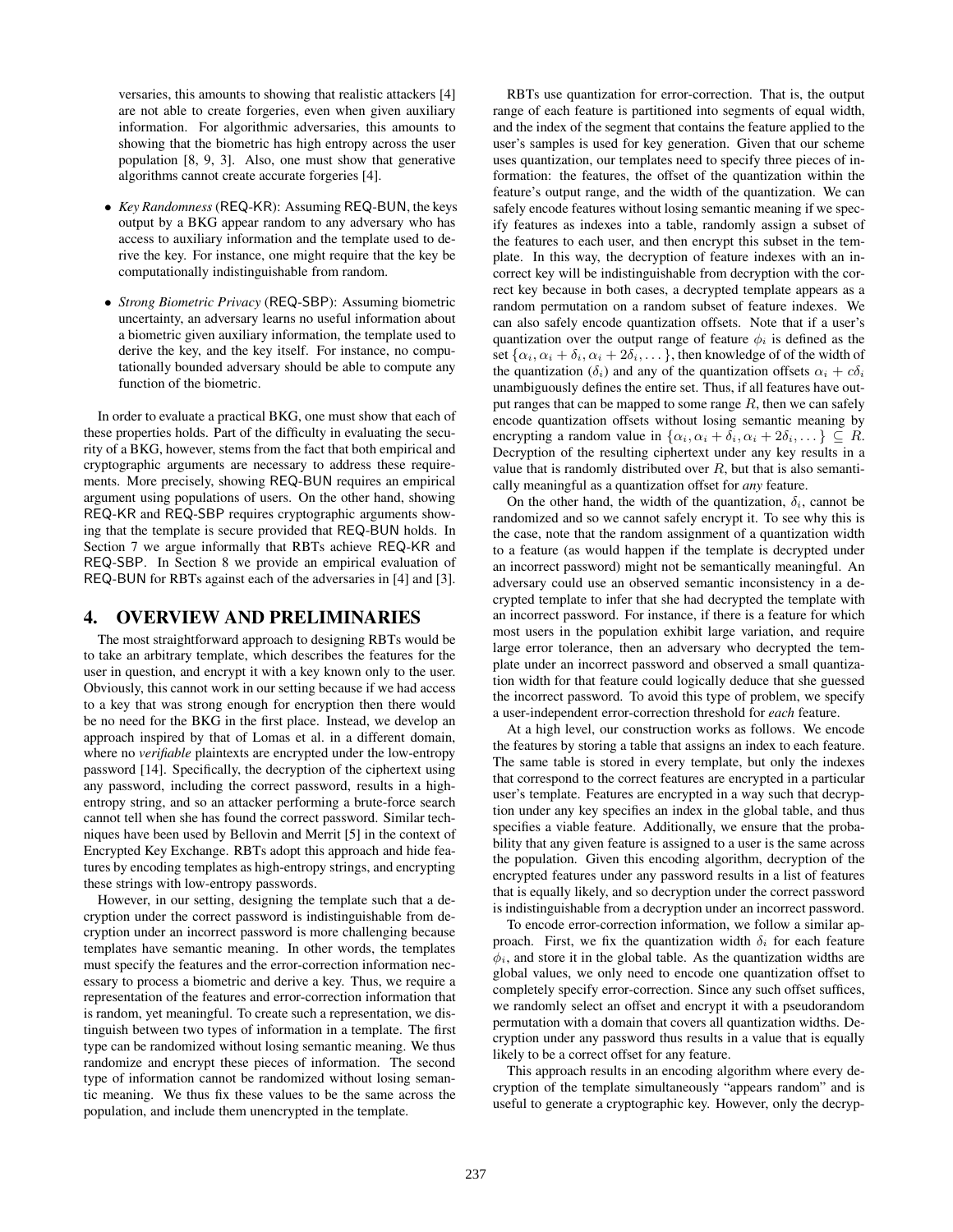versaries, this amounts to showing that realistic attackers [4] are not able to create forgeries, even when given auxiliary information. For algorithmic adversaries, this amounts to showing that the biometric has high entropy across the user population [8, 9, 3]. Also, one must show that generative algorithms cannot create accurate forgeries [4].

- *Key Randomness* (REQ-KR): Assuming REQ-BUN, the keys output by a BKG appear random to any adversary who has access to auxiliary information and the template used to derive the key. For instance, one might require that the key be computationally indistinguishable from random.
- *Strong Biometric Privacy* (REQ-SBP): Assuming biometric uncertainty, an adversary learns no useful information about a biometric given auxiliary information, the template used to derive the key, and the key itself. For instance, no computationally bounded adversary should be able to compute any function of the biometric.

In order to evaluate a practical BKG, one must show that each of these properties holds. Part of the difficulty in evaluating the security of a BKG, however, stems from the fact that both empirical and cryptographic arguments are necessary to address these requirements. More precisely, showing REQ-BUN requires an empirical argument using populations of users. On the other hand, showing REQ-KR and REQ-SBP requires cryptographic arguments showing that the template is secure provided that REQ-BUN holds. In Section 7 we argue informally that RBTs achieve REQ-KR and REQ-SBP. In Section 8 we provide an empirical evaluation of REQ-BUN for RBTs against each of the adversaries in [4] and [3].

# 4. OVERVIEW AND PRELIMINARIES

The most straightforward approach to designing RBTs would be to take an arbitrary template, which describes the features for the user in question, and encrypt it with a key known only to the user. Obviously, this cannot work in our setting because if we had access to a key that was strong enough for encryption then there would be no need for the BKG in the first place. Instead, we develop an approach inspired by that of Lomas et al. in a different domain, where no *verifiable* plaintexts are encrypted under the low-entropy password [14]. Specifically, the decryption of the ciphertext using any password, including the correct password, results in a high-entropy string, and so an attacker performing a brute-force search cannot tell when she has found the correct password. Similar techniques have been used by Bellovin and Merrit [5] in the context of Encrypted Key Exchange. RBTs adopt this approach and hide features by encoding templates as high-entropy strings, and encrypting these strings with low-entropy passwords.

However, in our setting, designing the template such that a decryption under the correct password is indistinguishable from decryption under an incorrect password is more challenging because templates have semantic meaning. In other words, the templates must specify the features and the error-correction information necessary to process a biometric and derive a key. Thus, we require a representation of the features and error-correction information that is random, yet meaningful. To create such a representation, we distinguish between two types of information in a template. The first type can be randomized without losing semantic meaning. We thus randomize and encrypt these pieces of information. The second type of information cannot be randomized without losing semantic meaning. We thus fix these values to be the same across the population, and include them unencrypted in the template.

RBTs use quantization for error-correction. That is, the output range of each feature is partitioned into segments of equal width, and the index of the segment that contains the feature applied to the user's samples is used for key generation. Given that our scheme uses quantization, our templates need to specify three pieces of information: the features, the offset of the quantization within the feature's output range, and the width of the quantization. We can safely encode features without losing semantic meaning if we specify features as indexes into a table, randomly assign a subset of the features to each user, and then encrypt this subset in the template. In this way, the decryption of feature indexes with an incorrect key will be indistinguishable from decryption with the correct key because in both cases, a decrypted template appears as a random permutation on a random subset of feature indexes. We can also safely encode quantization offsets. Note that if a user's quantization over the output range of feature $\phi_i$ is defined as the set $\{\alpha_i, \alpha_i + \delta_i, \alpha_i + 2\delta_i, \dots\}$, then knowledge of of the width of the quantization ($\delta_i$) and any of the quantization offsets $\alpha_i + c\delta_i$ unambiguously defines the entire set. Thus, if all features have output ranges that can be mapped to some range $R$, then we can safely encode quantization offsets without losing semantic meaning by encrypting a random value in $\{\alpha_i, \alpha_i + \delta_i, \alpha_i + 2\delta_i, \dots\} \subseteq R$. Decryption of the resulting ciphertext under any key results in a value that is randomly distributed over $R$, but that is also semantically meaningful as a quantization offset for *any* feature.

On the other hand, the width of the quantization, $\delta_i$, cannot be randomized and so we cannot safely encrypt it. To see why this is the case, note that the random assignment of a quantization width to a feature (as would happen if the template is decrypted under an incorrect password) might not be semantically meaningful. An adversary could use an observed semantic inconsistency in a decrypted template to infer that she had decrypted the template with an incorrect password. For instance, if there is a feature for which most users in the population exhibit large variation, and require large error tolerance, then an adversary who decrypted the template under an incorrect password and observed a small quantization width for that feature could logically deduce that she guessed the incorrect password. To avoid this type of problem, we specify a user-independent error-correction threshold for *each* feature.

At a high level, our construction works as follows. We encode the features by storing a table that assigns an index to each feature. The same table is stored in every template, but only the indexes that correspond to the correct features are encrypted in a particular user's template. Features are encrypted in a way such that decryption under any key specifies an index in the global table, and thus specifies a viable feature. Additionally, we ensure that the probability that any given feature is assigned to a user is the same across the population. Given this encoding algorithm, decryption of the encrypted features under any password results in a list of features that is equally likely, and so decryption under the correct password is indistinguishable from a decryption under an incorrect password.

To encode error-correction information, we follow a similar approach. First, we fix the quantization width $\delta_i$ for each feature $\phi_i$, and store it in the global table. As the quantization widths are global values, we only need to encode one quantization offset to completely specify error-correction. Since any such offset suffices, we randomly select an offset and encrypt it with a pseudorandom permutation with a domain that covers all quantization widths. Decryption under any password thus results in a value that is equally likely to be a correct offset for any feature.

This approach results in an encoding algorithm where every decryption of the template simultaneously "appears random" and is useful to generate a cryptographic key. However, only the decryp-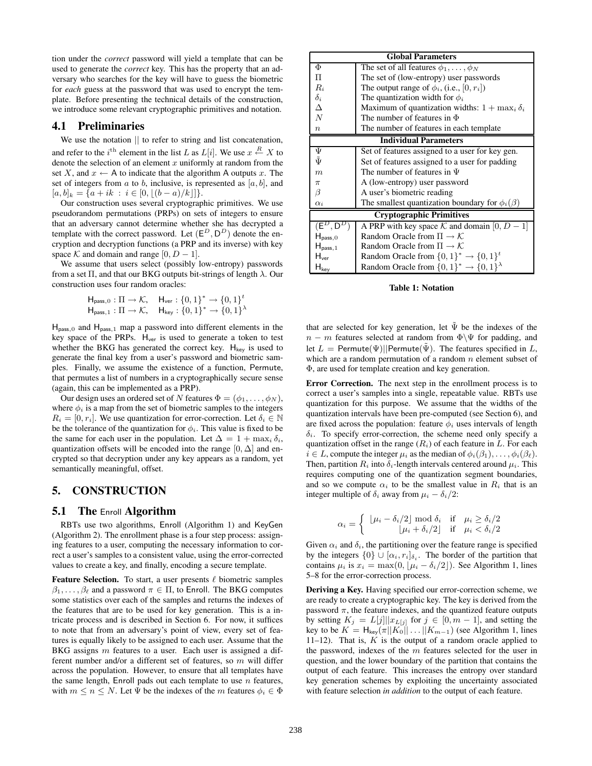tion under the *correct* password will yield a template that can be used to generate the *correct* key. This has the property that an adversary who searches for the key will have to guess the biometric for *each* guess at the password that was used to encrypt the template. Before presenting the technical details of the construction, we introduce some relevant cryptographic primitives and notation.

## 4.1 Preliminaries

We use the notation $||$ to refer to string and list concatenation, and refer to the $i^{\text{th}}$ element in the list $L$ as $L[i]$. We use $x \overset{R}{\leftarrow} X$ to denote the selection of an element $x$ uniformly at random from the set $X$, and $x \leftarrow \mathsf{A}$ to indicate that the algorithm $\mathsf{A}$ outputs $x$. The set of integers from $a$ to $b$, inclusive, is represented as $[a, b]$, and $[a, b]_k = \{a + ik \ : \ i \in [0, \lfloor (b-a)/k \rfloor]\}$.

Our construction uses several cryptographic primitives. We use pseudorandom permutations (PRPs) on sets of integers to ensure that an adversary cannot determine whether she has decrypted a template with the correct password. Let $(\mathsf{E}^D, \mathsf{D}^D)$ denote the encryption and decryption functions (a PRP and its inverse) with key space $\mathcal{K}$ and domain and range $[0, D-1]$.

We assume that users select (possibly low-entropy) passwords from a set $\Pi$, and that our BKG outputs bit-strings of length $\lambda$. Our construction uses four random oracles:

$$\mathsf{H}_{\mathsf{pass},0} : \Pi \rightarrow \mathcal{K}, \quad \mathsf{H}_{\mathsf{ver}} : \{0,1\}^* \rightarrow \{0,1\}^t$$
$$\mathsf{H}_{\mathsf{pass},1} : \Pi \rightarrow \mathcal{K}, \quad \mathsf{H}_{\mathsf{key}} : \{0,1\}^* \rightarrow \{0,1\}^\lambda$$

$\mathsf{H}_{\mathsf{pass},0}$ and $\mathsf{H}_{\mathsf{pass},1}$ map a password into different elements in the key space of the PRPs. $\mathsf{H}_{\mathsf{ver}}$ is used to generate a token to test whether the BKG has generated the correct key. $\mathsf{H}_{\mathsf{key}}$ is used to generate the final key from a user's password and biometric samples. Finally, we assume the existence of a function, Permute, that permutes a list of numbers in a cryptographically secure sense (again, this can be implemented as a PRP).

Our design uses an ordered set of $N$ features $\Phi = (\phi_1, \ldots, \phi_N)$, where $\phi_i$ is a map from the set of biometric samples to the integers $R_i = [0, r_i]$. We use quantization for error-correction. Let $\delta_i \in \mathbb{N}$ be the tolerance of the quantization for $\phi_i$. This value is fixed to be the same for each user in the population. Let $\Delta = 1 + \max_i \delta_i$, quantization offsets will be encoded into the range $[0, \Delta]$ and encrypted so that decryption under any key appears as a random, yet semantically meaningful, offset.

| **Global Parameters** | |
|---|---|
| $\Phi$ | The set of all features $\phi_1, \ldots, \phi_N$ |
| $\Pi$ | The set of (low-entropy) user passwords |
| $R_i$ | The output range of $\phi_i$, (i.e., $[0, r_i]$) |
| $\delta_i$ | The quantization width for $\phi_i$ |
| $\Delta$ | Maximum of quantization widths: $1 + \max_i \delta_i$ |
| $N$ | The number of features in $\Phi$ |
| $n$ | The number of features in each template |
| **Individual Parameters** | |
| $\Psi$ | Set of features assigned to a user for key gen. |
| $\tilde{\Psi}$ | Set of features assigned to a user for padding |
| $m$ | The number of features in $\Psi$ |
| $\pi$ | A (low-entropy) user password |
| $\beta$ | A user's biometric reading |
| $\alpha_i$ | The smallest quantization boundary for $\phi_i(\beta)$ |
| **Cryptographic Primitives** | |
| $(\mathsf{E}^D, \mathsf{D}^D)$ | A PRP with key space $\mathcal{K}$ and domain $[0, D-1]$ |
| $\mathsf{H}_{\mathsf{pass},0}$ | Random Oracle from $\Pi \rightarrow \mathcal{K}$ |
| $\mathsf{H}_{\mathsf{pass},1}$ | Random Oracle from $\Pi \rightarrow \mathcal{K}$ |
| $\mathsf{H}_{\mathsf{ver}}$ | Random Oracle from $\{0,1\}^* \rightarrow \{0,1\}^t$ |
| $\mathsf{H}_{\mathsf{key}}$ | Random Oracle from $\{0,1\}^* \rightarrow \{0,1\}^\lambda$ |

**Table 1: Notation**

# 5. CONSTRUCTION

## 5.1 The Enroll Algorithm

RBTs use two algorithms, Enroll (Algorithm 1) and KeyGen (Algorithm 2). The enrollment phase is a four step process: assigning features to a user, computing the necessary information to correct a user's samples to a consistent value, using the error-corrected values to create a key, and finally, encoding a secure template.

**Feature Selection.** To start, a user presents $\ell$ biometric samples $\beta_1, \ldots, \beta_\ell$ and a password $\pi \in \Pi$, to Enroll. The BKG computes some statistics over each of the samples and returns the indexes of the features that are to be used for key generation. This is a intricate process and is described in Section 6. For now, it suffices to note that from an adversary's point of view, every set of features is equally likely to be assigned to each user. Assume that the BKG assigns $m$ features to a user. Each user is assigned a different number and/or a different set of features, so $m$ will differ across the population. However, to ensure that all templates have the same length, Enroll pads out each template to use $n$ features, with $m \leq n \leq N$. Let $\Psi$ be the indexes of the $m$ features $\phi_i \in \Phi$ that are selected for key generation, let $\tilde{\Psi}$ be the indexes of the $n - m$ features selected at random from $\Phi \backslash \Psi$ for padding, and let $L = \mathsf{Permute}(\Psi)||\mathsf{Permute}(\tilde{\Psi})$. The features specified in $L$, which are a random permutation of a random $n$ element subset of $\Phi$, are used for template creation and key generation.

**Error Correction.** The next step in the enrollment process is to correct a user's samples into a single, repeatable value. RBTs use quantization for this purpose. We assume that the widths of the quantization intervals have been pre-computed (see Section 6), and are fixed across the population: feature $\phi_i$ uses intervals of length $\delta_i$. To specify error-correction, the scheme need only specify a quantization offset in the range ($R_i$) of each feature in $L$. For each $i \in L$, compute the integer $\mu_i$ as the median of $\phi_i(\beta_1), \ldots, \phi_i(\beta_\ell)$. Then, partition $R_i$ into $\delta_i$-length intervals centered around $\mu_i$. This requires computing one of the quantization segment boundaries, and so we compute $\alpha_i$ to be the smallest value in $R_i$ that is an integer multiple of $\delta_i$ away from $\mu_i - \delta_i/2$:

$$\alpha_i = \begin{cases} \lfloor \mu_i - \delta_i/2 \rfloor \bmod \delta_i & \text{if} \quad \mu_i \geq \delta_i/2 \\ \lfloor \mu_i + \delta_i/2 \rfloor & \text{if} \quad \mu_i < \delta_i/2 \end{cases}$$

Given $\alpha_i$ and $\delta_i$, the partitioning over the feature range is specified by the integers $\{0\} \cup [\alpha_i, r_i]_{\delta_i}$. The border of the partition that contains $\mu_i$ is $x_i = \max(0, \lfloor \mu_i - \delta_i/2 \rfloor)$. See Algorithm 1, lines 5–8 for the error-correction process.

**Deriving a Key.** Having specified our error-correction scheme, we are ready to create a cryptographic key. The key is derived from the password $\pi$, the feature indexes, and the quantized feature outputs by setting $K_j = L[j]||x_{L[j]}$ for $j \in [0, m-1]$, and setting the key to be $K = \mathsf{H}_{\mathsf{key}}(\pi||K_0||\ldots||K_{m-1})$ (see Algorithm 1, lines 11–12). That is, $K$ is the output of a random oracle applied to the password, indexes of the $m$ features selected for the user in question, and the lower boundary of the partition that contains the output of each feature. This increases the entropy over standard key generation schemes by exploiting the uncertainty associated with feature selection *in addition* to the output of each feature.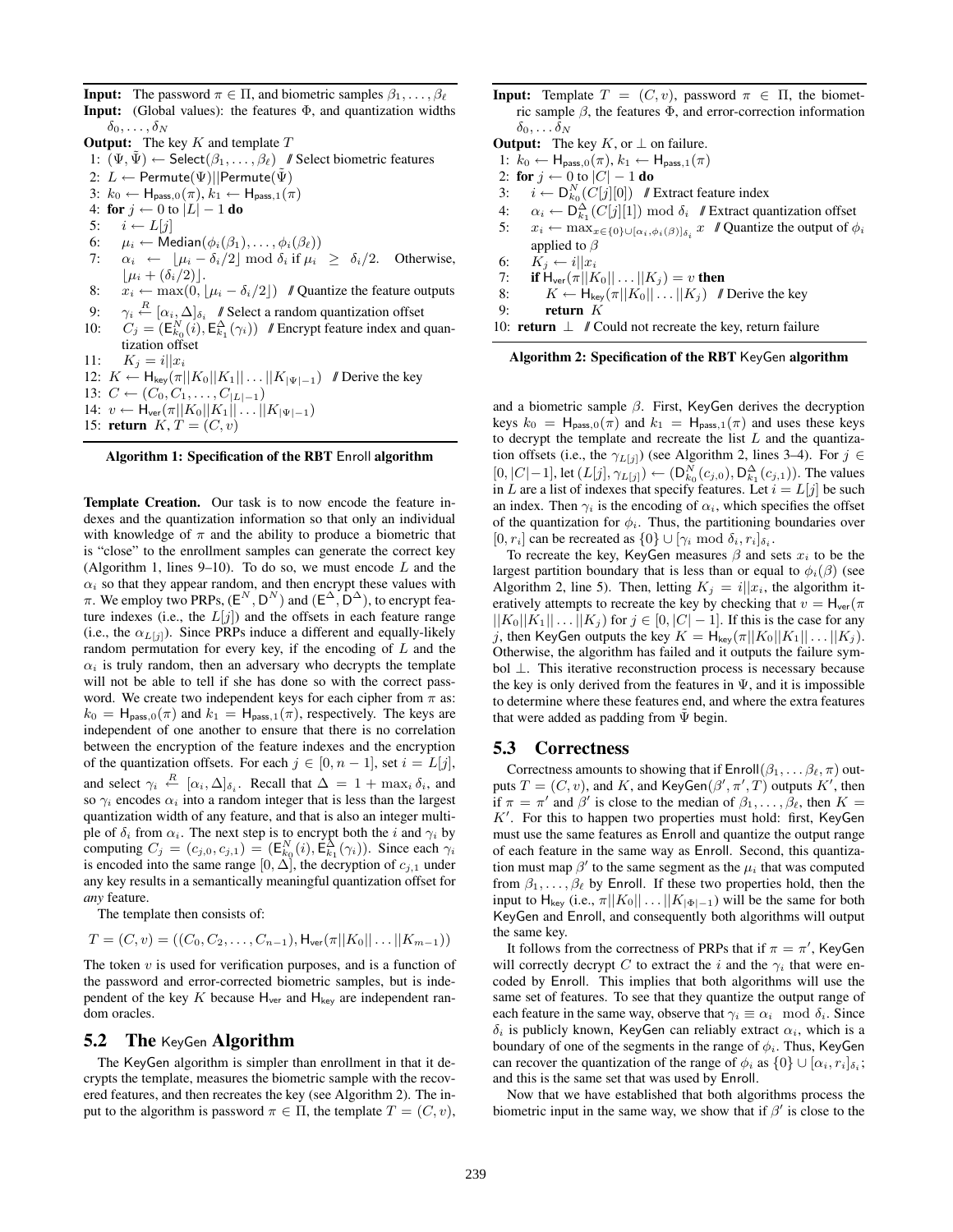**Input:** The password $\pi \in \Pi$, and biometric samples $\beta_1, \ldots, \beta_\ell$
**Input:** (Global values): the features $\Phi$, and quantization widths $\delta_0, \ldots, \delta_N$
**Output:** The key $K$ and template $T$

```
1: (Ψ, Ψ̃) ← Select(β_1, ..., β_ℓ)   // Select biometric features
2: L ← Permute(Ψ)||Permute(Ψ̃)
3: k_0 ← H_pass,0(π), k_1 ← H_pass,1(π)
4: for j ← 0 to |L| − 1 do
5:    i ← L[j]
6:    μ_i ← Median(φ_i(β_1), ..., φ_i(β_ℓ))
7:    α_i ← ⌊μ_i − δ_i/2⌋ mod δ_i if μ_i ≥ δ_i/2. Otherwise, ⌊μ_i + (δ_i/2)⌋.
8:    x_i ← max(0, ⌊μ_i − δ_i/2⌋)   // Quantize the feature outputs
9:    γ_i ←R [α_i, Δ]_{δ_i}   // Select a random quantization offset
10:   C_j = (E^N_{k_0}(i), E^Δ_{k_1}(γ_i))   // Encrypt feature index and quantization offset
11:   K_j = i||x_i
12: K ← H_key(π||K_0||K_1||...||K_{|Ψ|−1})   // Derive the key
13: C ← (C_0, C_1, ..., C_{|L|−1})
14: v ← H_ver(π||K_0||K_1||...||K_{|Ψ|−1})
15: return K, T = (C, v)
```

**Algorithm 1: Specification of the RBT Enroll algorithm**

**Template Creation.** Our task is to now encode the feature indexes and the quantization information so that only an individual with knowledge of $\pi$ and the ability to produce a biometric that is "close" to the enrollment samples can generate the correct key (Algorithm 1, lines 9–10). To do so, we must encode $L$ and the $\alpha_i$ so that they appear random, and then encrypt these values with $\pi$. We employ two PRPs, $(\mathsf{E}^N, \mathsf{D}^N)$ and $(\mathsf{E}^\Delta, \mathsf{D}^\Delta)$, to encrypt feature indexes (i.e., the $L[j]$) and the offsets in each feature range (i.e., the $\alpha_{L[j]}$). Since PRPs induce a different and equally-likely random permutation for every key, if the encoding of $L$ and the $\alpha_i$ is truly random, then an adversary who decrypts the template will not be able to tell if she has done so with the correct password. We create two independent keys for each cipher from $\pi$ as: $k_0 = \mathsf{H}_{\mathsf{pass},0}(\pi)$ and $k_1 = \mathsf{H}_{\mathsf{pass},1}(\pi)$, respectively. The keys are independent of one another to ensure that there is no correlation between the encryption of the feature indexes and the encryption of the quantization offsets. For each $j \in [0, n-1]$, set $i = L[j]$, and select $\gamma_i \xleftarrow{R} [\alpha_i, \Delta]_{\delta_i}$. Recall that $\Delta = 1 + \max_i \delta_i$, and so $\gamma_i$ encodes $\alpha_i$ into a random integer that is less than the largest quantization width of any feature, and that is also an integer multiple of $\delta_i$ from $\alpha_i$. The next step is to encrypt both the $i$ and $\gamma_i$ by computing $C_j = (c_{j,0}, c_{j,1}) = (\mathsf{E}^N_{k_0}(i), \mathsf{E}^\Delta_{k_1}(\gamma_i))$. Since each $\gamma_i$ is encoded into the same range $[0, \Delta]$, the decryption of $c_{j,1}$ under any key results in a semantically meaningful quantization offset for *any* feature.

The template then consists of:

$$T = (C, v) = ((C_0, C_2, \ldots, C_{n-1}), \mathsf{H}_{\mathsf{ver}}(\pi||K_0||\ldots||K_{m-1}))$$

The token $v$ is used for verification purposes, and is a function of the password and error-corrected biometric samples, but is independent of the key $K$ because $\mathsf{H}_{\mathsf{ver}}$ and $\mathsf{H}_{\mathsf{key}}$ are independent random oracles.

## 5.2 The KeyGen Algorithm

The KeyGen algorithm is simpler than enrollment in that it decrypts the template, measures the biometric sample with the recovered features, and then recreates the key (see Algorithm 2). The input to the algorithm is password $\pi \in \Pi$, the template $T = (C, v)$, and a biometric sample $\beta$. First, KeyGen derives the decryption keys $k_0 = \mathsf{H}_{\mathsf{pass},0}(\pi)$ and $k_1 = \mathsf{H}_{\mathsf{pass},1}(\pi)$ and uses these keys to decrypt the template and recreate the list $L$ and the quantization offsets (i.e., the $\gamma_{L[j]}$) (see Algorithm 2, lines 3–4). For $j \in [0, |C|-1]$, let $(L[j], \gamma_{L[j]}) \leftarrow (\mathsf{D}^N_{k_0}(c_{j,0}), \mathsf{D}^\Delta_{k_1}(c_{j,1}))$. The values in $L$ are a list of indexes that specify features. Let $i = L[j]$ be such an index. Then $\gamma_i$ is the encoding of $\alpha_i$, which specifies the offset of the quantization for $\phi_i$. Thus, the partitioning boundaries over $[0, r_i]$ can be recreated as $\{0\} \cup [\gamma_i \bmod \delta_i, r_i]_{\delta_i}$.

To recreate the key, KeyGen measures $\beta$ and sets $x_i$ to be the largest partition boundary that is less than or equal to $\phi_i(\beta)$ (see Algorithm 2, line 5). Then, letting $K_j = i||x_i$, the algorithm iteratively attempts to recreate the key by checking that $v = \mathsf{H}_{\mathsf{ver}}(\pi ||K_0||K_1||\ldots||K_j)$ for $j \in [0, |C|-1]$. If this is the case for any $j$, then KeyGen outputs the key $K = \mathsf{H}_{\mathsf{key}}(\pi||K_0||K_1||\ldots||K_j)$. Otherwise, the algorithm has failed and it outputs the failure symbol $\perp$. This iterative reconstruction process is necessary because the key is only derived from the features in $\Psi$, and it is impossible to determine where these features end, and where the extra features that were added as padding from $\tilde{\Psi}$ begin.

**Input:** Template $T = (C, v)$, password $\pi \in \Pi$, the biometric sample $\beta$, the features $\Phi$, and error-correction information $\delta_0, \ldots \delta_N$
**Output:** The key $K$, or $\perp$ on failure.

```
1: k_0 ← H_pass,0(π), k_1 ← H_pass,1(π)
2: for j ← 0 to |C| − 1 do
3:    i ← D^N_{k_0}(C[j][0])   // Extract feature index
4:    α_i ← D^Δ_{k_1}(C[j][1]) mod δ_i   // Extract quantization offset
5:    x_i ← max_{x ∈ {0} ∪ [α_i, φ_i(β)]_{δ_i}} x   // Quantize the output of φ_i applied to β
6:    K_j ← i||x_i
7:    if H_ver(π||K_0||...||K_j) = v then
8:       K ← H_key(π||K_0||...||K_j)   // Derive the key
9:       return K
10: return ⊥   // Could not recreate the key, return failure
```

**Algorithm 2: Specification of the RBT KeyGen algorithm**

## 5.3 Correctness

Correctness amounts to showing that if $\mathsf{Enroll}(\beta_1, \ldots \beta_\ell, \pi)$ outputs $T = (C, v)$, and $K$, and $\mathsf{KeyGen}(\beta', \pi', T)$ outputs $K'$, then if $\pi = \pi'$ and $\beta'$ is close to the median of $\beta_1, \ldots, \beta_\ell$, then $K = K'$. For this to happen two properties must hold: first, KeyGen must use the same features as Enroll and quantize the output range of each feature in the same way as Enroll. Second, this quantization must map $\beta'$ to the same segment as the $\mu_i$ that was computed from $\beta_1, \ldots, \beta_\ell$ by Enroll. If these two properties hold, then the input to $\mathsf{H}_{\mathsf{key}}$ (i.e., $\pi||K_0||\ldots||K_{|\Phi|-1}$) will be the same for both KeyGen and Enroll, and consequently both algorithms will output the same key.

It follows from the correctness of PRPs that if $\pi = \pi'$, KeyGen will correctly decrypt $C$ to extract the $i$ and the $\gamma_i$ that were encoded by Enroll. This implies that both algorithms will use the same set of features. To see that they quantize the output range of each feature in the same way, observe that $\gamma_i \equiv \alpha_i \mod \delta_i$. Since $\delta_i$ is publicly known, KeyGen can reliably extract $\alpha_i$, which is a boundary of one of the segments in the range of $\phi_i$. Thus, KeyGen can recover the quantization of the range of $\phi_i$ as $\{0\} \cup [\alpha_i, r_i]_{\delta_i}$; and this is the same set that was used by Enroll.

Now that we have established that both algorithms process the biometric input in the same way, we show that if $\beta'$ is close to the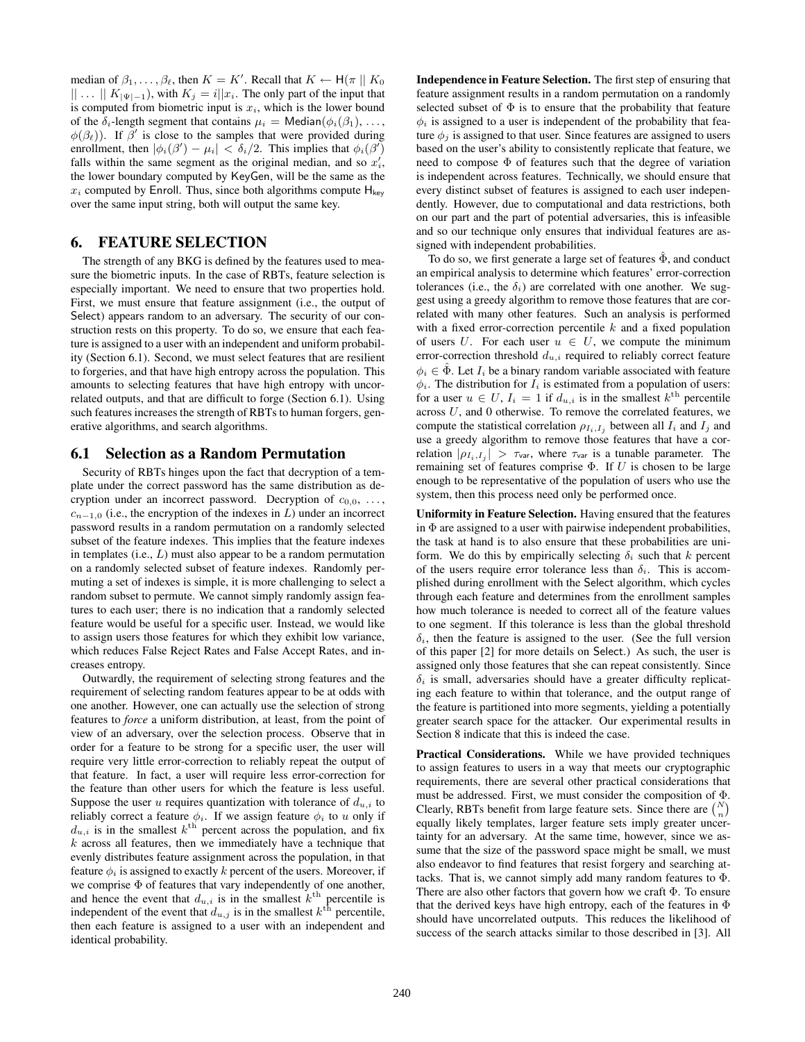median of $\beta_1, \ldots, \beta_\ell$, then $K = K'$. Recall that $K \leftarrow \mathsf{H}(\pi \mid\mid K_0 \mid\mid \ldots \mid\mid K_{|\Psi|-1})$, with $K_j = i||x_i$. The only part of the input that is computed from biometric input is $x_i$, which is the lower bound of the $\delta_i$-length segment that contains $\mu_i = \mathsf{Median}(\phi_i(\beta_1), \ldots, \phi(\beta_\ell))$. If $\beta'$ is close to the samples that were provided during enrollment, then $|\phi_i(\beta') - \mu_i| < \delta_i/2$. This implies that $\phi_i(\beta')$ falls within the same segment as the original median, and so $x'_i$, the lower boundary computed by KeyGen, will be the same as the $x_i$ computed by Enroll. Thus, since both algorithms compute $\mathsf{H}_{\mathsf{key}}$ over the same input string, both will output the same key.

## 6. FEATURE SELECTION

The strength of any BKG is defined by the features used to measure the biometric inputs. In the case of RBTs, feature selection is especially important. We need to ensure that two properties hold. First, we must ensure that feature assignment (i.e., the output of Select) appears random to an adversary. The security of our construction rests on this property. To do so, we ensure that each feature is assigned to a user with an independent and uniform probability (Section 6.1). Second, we must select features that are resilient to forgeries, and that have high entropy across the population. This amounts to selecting features that have high entropy with uncorrelated outputs, and that are difficult to forge (Section 6.1). Using such features increases the strength of RBTs to human forgers, generative algorithms, and search algorithms.

### 6.1 Selection as a Random Permutation

Security of RBTs hinges upon the fact that decryption of a template under the correct password has the same distribution as decryption under an incorrect password. Decryption of $c_{0,0}, \ldots, c_{n-1,0}$ (i.e., the encryption of the indexes in $L$) under an incorrect password results in a random permutation on a randomly selected subset of the feature indexes. This implies that the feature indexes in templates (i.e., $L$) must also appear to be a random permutation on a randomly selected subset of feature indexes. Randomly permuting a set of indexes is simple, it is more challenging to select a random subset to permute. We cannot simply randomly assign features to each user; there is no indication that a randomly selected feature would be useful for a specific user. Instead, we would like to assign users those features for which they exhibit low variance, which reduces False Reject Rates and False Accept Rates, and increases entropy.

Outwardly, the requirement of selecting strong features and the requirement of selecting random features appear to be at odds with one another. However, one can actually use the selection of strong features to *force* a uniform distribution, at least, from the point of view of an adversary, over the selection process. Observe that in order for a feature to be strong for a specific user, the user will require very little error-correction to reliably repeat the output of that feature. In fact, a user will require less error-correction for the feature than other users for which the feature is less useful. Suppose the user $u$ requires quantization with tolerance of $d_{u,i}$ to reliably correct a feature $\phi_i$. If we assign feature $\phi_i$ to $u$ only if $d_{u,i}$ is in the smallest $k^{\text{th}}$ percent across the population, and fix $k$ across all features, then we immediately have a technique that evenly distributes feature assignment across the population, in that feature $\phi_i$ is assigned to exactly $k$ percent of the users. Moreover, if we comprise $\Phi$ of features that vary independently of one another, and hence the event that $d_{u,i}$ is in the smallest $k^{\text{th}}$ percentile is independent of the event that $d_{u,j}$ is in the smallest $k^{\text{th}}$ percentile, then each feature is assigned to a user with an independent and identical probability.

**Independence in Feature Selection.** The first step of ensuring that feature assignment results in a random permutation on a randomly selected subset of $\Phi$ is to ensure that the probability that feature $\phi_i$ is assigned to a user is independent of the probability that feature $\phi_j$ is assigned to that user. Since features are assigned to users based on the user's ability to consistently replicate that feature, we need to compose $\Phi$ of features such that the degree of variation is independent across features. Technically, we should ensure that every distinct subset of features is assigned to each user independently. However, due to computational and data restrictions, both on our part and the part of potential adversaries, this is infeasible and so our technique only ensures that individual features are assigned with independent probabilities.

To do so, we first generate a large set of features $\hat{\Phi}$, and conduct an empirical analysis to determine which features' error-correction tolerances (i.e., the $\delta_i$) are correlated with one another. We suggest using a greedy algorithm to remove those features that are correlated with many other features. Such an analysis is performed with a fixed error-correction percentile $k$ and a fixed population of users $U$. For each user $u \in U$, we compute the minimum error-correction threshold $d_{u,i}$ required to reliably correct feature $\phi_i \in \hat{\Phi}$. Let $I_i$ be a binary random variable associated with feature $\phi_i$. The distribution for $I_i$ is estimated from a population of users: for a user $u \in U$, $I_i = 1$ if $d_{u,i}$ is in the smallest $k^{\text{th}}$ percentile across $U$, and 0 otherwise. To remove the correlated features, we compute the statistical correlation $\rho_{I_i,I_j}$ between all $I_i$ and $I_j$ and use a greedy algorithm to remove those features that have a correlation $|\rho_{I_i,I_j}| > \tau_{\mathsf{var}}$, where $\tau_{\mathsf{var}}$ is a tunable parameter. The remaining set of features comprise $\Phi$. If $U$ is chosen to be large enough to be representative of the population of users who use the system, then this process need only be performed once.

**Uniformity in Feature Selection.** Having ensured that the features in $\Phi$ are assigned to a user with pairwise independent probabilities, the task at hand is to also ensure that these probabilities are uniform. We do this by empirically selecting $\delta_i$ such that $k$ percent of the users require error tolerance less than $\delta_i$. This is accomplished during enrollment with the Select algorithm, which cycles through each feature and determines from the enrollment samples how much tolerance is needed to correct all of the feature values to one segment. If this tolerance is less than the global threshold $\delta_i$, then the feature is assigned to the user. (See the full version of this paper [2] for more details on Select.) As such, the user is assigned only those features that she can repeat consistently. Since $\delta_i$ is small, adversaries should have a greater difficulty replicating each feature to within that tolerance, and the output range of the feature is partitioned into more segments, yielding a potentially greater search space for the attacker. Our experimental results in Section 8 indicate that this is indeed the case.

**Practical Considerations.** While we have provided techniques to assign features to users in a way that meets our cryptographic requirements, there are several other practical considerations that must be addressed. First, we must consider the composition of $\Phi$. Clearly, RBTs benefit from large feature sets. Since there are $\binom{N}{n}$ equally likely templates, larger feature sets imply greater uncertainty for an adversary. At the same time, however, since we assume that the size of the password space might be small, we must also endeavor to find features that resist forgery and searching attacks. That is, we cannot simply add many random features to $\Phi$. There are also other factors that govern how we craft $\Phi$. To ensure that the derived keys have high entropy, each of the features in $\Phi$ should have uncorrelated outputs. This reduces the likelihood of success of the search attacks similar to those described in [3]. All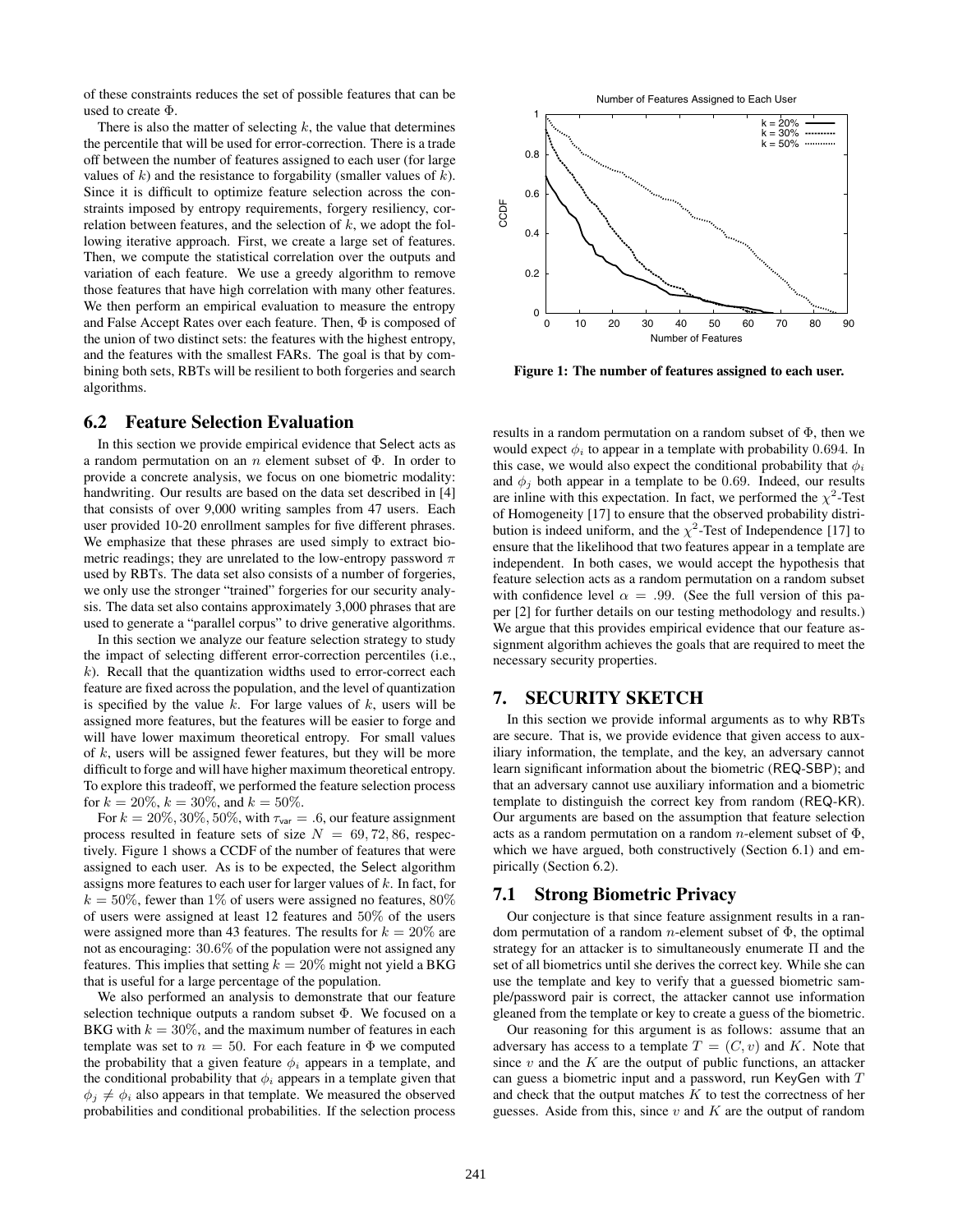of these constraints reduces the set of possible features that can be used to create $\Phi$.

There is also the matter of selecting $k$, the value that determines the percentile that will be used for error-correction. There is a trade off between the number of features assigned to each user (for large values of $k$) and the resistance to forgability (smaller values of $k$). Since it is difficult to optimize feature selection across the constraints imposed by entropy requirements, forgery resiliency, correlation between features, and the selection of $k$, we adopt the following iterative approach. First, we create a large set of features. Then, we compute the statistical correlation over the outputs and variation of each feature. We use a greedy algorithm to remove those features that have high correlation with many other features. We then perform an empirical evaluation to measure the entropy and False Accept Rates over each feature. Then, $\Phi$ is composed of the union of two distinct sets: the features with the highest entropy, and the features with the smallest FARs. The goal is that by combining both sets, RBTs will be resilient to both forgeries and search algorithms.

## 6.2 Feature Selection Evaluation

In this section we provide empirical evidence that Select acts as a random permutation on an $n$ element subset of $\Phi$. In order to provide a concrete analysis, we focus on one biometric modality: handwriting. Our results are based on the data set described in [4] that consists of over 9,000 writing samples from 47 users. Each user provided 10-20 enrollment samples for five different phrases. We emphasize that these phrases are used simply to extract biometric readings; they are unrelated to the low-entropy password $\pi$ used by RBTs. The data set also consists of a number of forgeries, we only use the stronger "trained" forgeries for our security analysis. The data set also contains approximately 3,000 phrases that are used to generate a "parallel corpus" to drive generative algorithms.

In this section we analyze our feature selection strategy to study the impact of selecting different error-correction percentiles (i.e., $k$). Recall that the quantization widths used to error-correct each feature are fixed across the population, and the level of quantization is specified by the value $k$. For large values of $k$, users will be assigned more features, but the features will be easier to forge and will have lower maximum theoretical entropy. For small values of $k$, users will be assigned fewer features, but they will be more difficult to forge and will have higher maximum theoretical entropy. To explore this tradeoff, we performed the feature selection process for $k = 20\%$, $k = 30\%$, and $k = 50\%$.

For $k = 20\%, 30\%, 50\%$, with $\tau_{\mathsf{var}} = .6$, our feature assignment process resulted in feature sets of size $N = 69, 72, 86$, respectively. Figure 1 shows a CCDF of the number of features that were assigned to each user. As is to be expected, the Select algorithm assigns more features to each user for larger values of $k$. In fact, for $k = 50\%$, fewer than $1\%$ of users were assigned no features, $80\%$ of users were assigned at least 12 features and $50\%$ of the users were assigned more than 43 features. The results for $k = 20\%$ are not as encouraging: $30.6\%$ of the population were not assigned any features. This implies that setting $k = 20\%$ might not yield a BKG that is useful for a large percentage of the population.

We also performed an analysis to demonstrate that our feature selection technique outputs a random subset $\Phi$. We focused on a BKG with $k = 30\%$, and the maximum number of features in each template was set to $n = 50$. For each feature in $\Phi$ we computed the probability that a given feature $\phi_i$ appears in a template, and the conditional probability that $\phi_i$ appears in a template given that $\phi_j \neq \phi_i$ also appears in that template. We measured the observed probabilities and conditional probabilities. If the selection process results in a random permutation on a random subset of $\Phi$, then we would expect $\phi_i$ to appear in a template with probability $0.694$. In this case, we would also expect the conditional probability that $\phi_i$ and $\phi_j$ both appear in a template to be $0.69$. Indeed, our results are inline with this expectation. In fact, we performed the $\chi^2$-Test of Homogeneity [17] to ensure that the observed probability distribution is indeed uniform, and the $\chi^2$-Test of Independence [17] to ensure that the likelihood that two features appear in a template are independent. In both cases, we would accept the hypothesis that feature selection acts as a random permutation on a random subset with confidence level $\alpha = .99$. (See the full version of this paper [2] for further details on our testing methodology and results.) We argue that this provides empirical evidence that our feature assignment algorithm achieves the goals that are required to meet the necessary security properties.

**Figure 1: The number of features assigned to each user.**

# 7. SECURITY SKETCH

In this section we provide informal arguments as to why RBTs are secure. That is, we provide evidence that given access to auxiliary information, the template, and the key, an adversary cannot learn significant information about the biometric (REQ-SBP); and that an adversary cannot use auxiliary information and a biometric template to distinguish the correct key from random (REQ-KR). Our arguments are based on the assumption that feature selection acts as a random permutation on a random $n$-element subset of $\Phi$, which we have argued, both constructively (Section 6.1) and empirically (Section 6.2).

## 7.1 Strong Biometric Privacy

Our conjecture is that since feature assignment results in a random permutation of a random $n$-element subset of $\Phi$, the optimal strategy for an attacker is to simultaneously enumerate $\Pi$ and the set of all biometrics until she derives the correct key. While she can use the template and key to verify that a guessed biometric sample/password pair is correct, the attacker cannot use information gleaned from the template or key to create a guess of the biometric.

Our reasoning for this argument is as follows: assume that an adversary has access to a template $T = (C, v)$ and $K$. Note that since $v$ and the $K$ are the output of public functions, an attacker can guess a biometric input and a password, run KeyGen with $T$ and check that the output matches $K$ to test the correctness of her guesses. Aside from this, since $v$ and $K$ are the output of random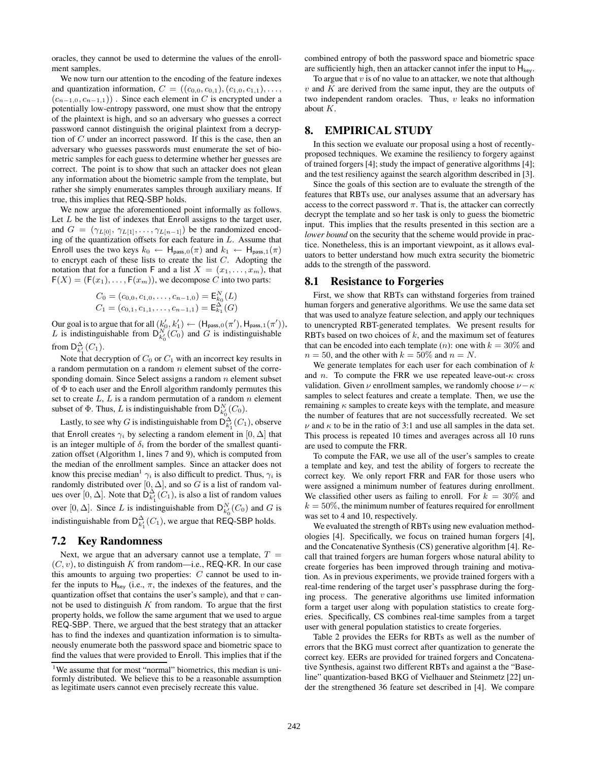oracles, they cannot be used to determine the values of the enrollment samples.

We now turn our attention to the encoding of the feature indexes and quantization information, $C = ((c_{0,0}, c_{0,1}), (c_{1,0}, c_{1,1}), \ldots, (c_{n-1,0}, c_{n-1,1}))$ . Since each element in $C$ is encrypted under a potentially low-entropy password, one must show that the entropy of the plaintext is high, and so an adversary who guesses a correct password cannot distinguish the original plaintext from a decryption of $C$ under an incorrect password. If this is the case, then an adversary who guesses passwords must enumerate the set of biometric samples for each guess to determine whether her guesses are correct. The point is to show that such an attacker does not glean any information about the biometric sample from the template, but rather she simply enumerates samples through auxiliary means. If true, this implies that REQ-SBP holds.

We now argue the aforementioned point informally as follows. Let $L$ be the list of indexes that Enroll assigns to the target user, and $G = (\gamma_{L[0]}, \gamma_{L[1]}, \ldots, \gamma_{L[n-1]})$ be the randomized encoding of the quantization offsets for each feature in $L$. Assume that Enroll uses the two keys $k_0 \leftarrow \mathsf{H}_{\mathsf{pass},0}(\pi)$ and $k_1 \leftarrow \mathsf{H}_{\mathsf{pass},1}(\pi)$ to encrypt each of these lists to create the list $C$. Adopting the notation that for a function $\mathsf{F}$ and a list $X = (x_1, \ldots, x_m)$, that $\mathsf{F}(X) = (\mathsf{F}(x_1), \ldots, \mathsf{F}(x_m))$, we decompose $C$ into two parts:

$$C_0 = (c_{0,0}, c_{1,0}, \ldots, c_{n-1,0}) = \mathsf{E}^N_{k_0}(L)$$
$$C_1 = (c_{0,1}, c_{1,1}, \ldots, c_{n-1,1}) = \mathsf{E}^\Delta_{k_1}(G)$$

Our goal is to argue that for all $(k_0', k_1') \leftarrow (\mathsf{H}_{\mathsf{pass},0}(\pi'), \mathsf{H}_{\mathsf{pass},1}(\pi'))$, $L$ is indistinguishable from $\mathsf{D}^N_{k_0'}(C_0)$ and $G$ is indistinguishable from $\mathsf{D}^\Delta_{k_1'}(C_1)$.

Note that decryption of $C_0$ or $C_1$ with an incorrect key results in a random permutation on a random $n$ element subset of the corresponding domain. Since Select assigns a random $n$ element subset of $\Phi$ to each user and the Enroll algorithm randomly permutes this set to create $L$, $L$ is a random permutation of a random $n$ element subset of $\Phi$. Thus, $L$ is indistinguishable from $\mathsf{D}^N_{k_0'}(C_0)$.

Lastly, to see why $G$ is indistinguishable from $\mathsf{D}^\Delta_{k_1'}(C_1)$, observe that Enroll creates $\gamma_i$ by selecting a random element in $[0, \Delta]$ that is an integer multiple of $\delta_i$ from the border of the smallest quantization offset (Algorithm 1, lines 7 and 9), which is computed from the median of the enrollment samples. Since an attacker does not know this precise median[1] $\gamma_i$ is also difficult to predict. Thus, $\gamma_i$ is randomly distributed over $[0, \Delta]$, and so $G$ is a list of random values over $[0, \Delta]$. Note that $\mathsf{D}^\Delta_{k_1'}(C_1)$, is also a list of random values over $[0, \Delta]$. Since $L$ is indistinguishable from $\mathsf{D}^N_{k_0'}(C_0)$ and $G$ is indistinguishable from $\mathsf{D}^\Delta_{k_1'}(C_1)$, we argue that REQ-SBP holds.

## 7.2 Key Randomness

Next, we argue that an adversary cannot use a template, $T = (C, v)$, to distinguish $K$ from random—i.e., REQ-KR. In our case this amounts to arguing two properties: $C$ cannot be used to infer the inputs to $\mathsf{H}_{\mathsf{key}}$ (i.e., $\pi$, the indexes of the features, and the quantization offset that contains the user's sample), and that $v$ cannot be used to distinguish $K$ from random. To argue that the first property holds, we follow the same argument that we used to argue REQ-SBP. There, we argued that the best strategy that an attacker has to find the indexes and quantization information is to simultaneously enumerate both the password space and biometric space to find the values that were provided to Enroll. This implies that if the combined entropy of both the password space and biometric space are sufficiently high, then an attacker cannot infer the input to $\mathsf{H}_{\mathsf{key}}$.

To argue that $v$ is of no value to an attacker, we note that although $v$ and $K$ are derived from the same input, they are the outputs of two independent random oracles. Thus, $v$ leaks no information about $K$.

# 8. EMPIRICAL STUDY

In this section we evaluate our proposal using a host of recently-proposed techniques. We examine the resiliency to forgery against of trained forgers [4]; study the impact of generative algorithms [4]; and the test resiliency against the search algorithm described in [3].

Since the goals of this section are to evaluate the strength of the features that RBTs use, our analyses assume that an adversary has access to the correct password $\pi$. That is, the attacker can correctly decrypt the template and so her task is only to guess the biometric input. This implies that the results presented in this section are a *lower bound* on the security that the scheme would provide in practice. Nonetheless, this is an important viewpoint, as it allows evaluators to better understand how much extra security the biometric adds to the strength of the password.

## 8.1 Resistance to Forgeries

First, we show that RBTs can withstand forgeries from trained human forgers and generative algorithms. We use the same data set that was used to analyze feature selection, and apply our techniques to unencrypted RBT-generated templates. We present results for RBTs based on two choices of $k$, and the maximum set of features that can be encoded into each template ($n$): one with $k = 30\%$ and $n = 50$, and the other with $k = 50\%$ and $n = N$.

We generate templates for each user for each combination of $k$ and $n$. To compute the FRR we use repeated leave-out-$\kappa$ cross validation. Given $\nu$ enrollment samples, we randomly choose $\nu - \kappa$ samples to select features and create a template. Then, we use the remaining $\kappa$ samples to create keys with the template, and measure the number of features that are not successfully recreated. We set $\nu$ and $\kappa$ to be in the ratio of 3:1 and use all samples in the data set. This process is repeated 10 times and averages across all 10 runs are used to compute the FRR.

To compute the FAR, we use all of the user's samples to create a template and key, and test the ability of forgers to recreate the correct key. We only report FRR and FAR for those users who were assigned a minimum number of features during enrollment. We classified other users as failing to enroll. For $k = 30\%$ and $k = 50\%$, the minimum number of features required for enrollment was set to 4 and 10, respectively.

We evaluated the strength of RBTs using new evaluation methodologies [4]. Specifically, we focus on trained human forgers [4], and the Concatenative Synthesis (CS) generative algorithm [4]. Recall that trained forgers are human forgers whose natural ability to create forgeries has been improved through training and motivation. As in previous experiments, we provide trained forgers with a real-time rendering of the target user's passphrase during the forging process. The generative algorithms use limited information form a target user along with population statistics to create forgeries. Specifically, CS combines real-time samples from a target user with general population statistics to create forgeries.

Table 2 provides the EERs for RBTs as well as the number of errors that the BKG must correct after quantization to generate the correct key. EERs are provided for trained forgers and Concatenative Synthesis, against two different RBTs and against a the "Baseline" quantization-based BKG of Vielhauer and Steinmetz [22] under the strengthened 36 feature set described in [4]. We compare

[1] We assume that for most "normal" biometrics, this median is uniformly distributed. We believe this to be a reasonable assumption as legitimate users cannot even precisely recreate this value.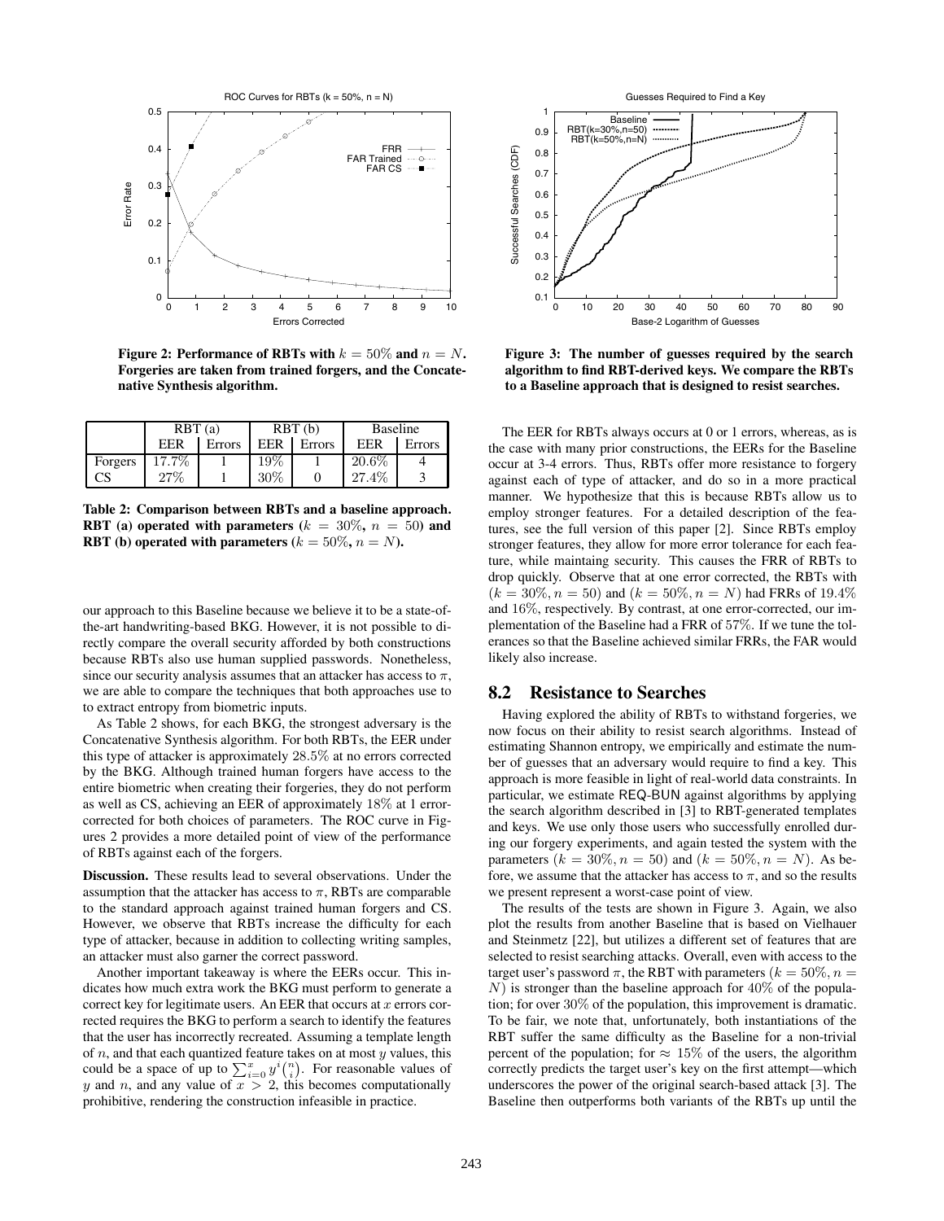Figure 2: Performance of RBTs with $k = 50\%$ and $n = N$. Forgeries are taken from trained forgers, and the Concatenative Synthesis algorithm.

|  | RBT (a) |  | RBT (b) |  | Baseline |  |
|---|---|---|---|---|---|---|
|  | EER | Errors | EER | Errors | EER | Errors |
| Forgers | 17.7% | 1 | 19% | 1 | 20.6% | 4 |
| CS | 27% | 1 | 30% | 0 | 27.4% | 3 |

**Table 2: Comparison between RBTs and a baseline approach. RBT (a) operated with parameters ($k = 30\%$, $n = 50$) and RBT (b) operated with parameters ($k = 50\%$, $n = N$).**

our approach to this Baseline because we believe it to be a state-of-the-art handwriting-based BKG. However, it is not possible to directly compare the overall security afforded by both constructions because RBTs also use human supplied passwords. Nonetheless, since our security analysis assumes that an attacker has access to $\pi$, we are able to compare the techniques that both approaches use to to extract entropy from biometric inputs.

As Table 2 shows, for each BKG, the strongest adversary is the Concatenative Synthesis algorithm. For both RBTs, the EER under this type of attacker is approximately 28.5% at no errors corrected by the BKG. Although trained human forgers have access to the entire biometric when creating their forgeries, they do not perform as well as CS, achieving an EER of approximately 18% at 1 error-corrected for both choices of parameters. The ROC curve in Figures 2 provides a more detailed point of view of the performance of RBTs against each of the forgers.

**Discussion.** These results lead to several observations. Under the assumption that the attacker has access to $\pi$, RBTs are comparable to the standard approach against trained human forgers and CS. However, we observe that RBTs increase the difficulty for each type of attacker, because in addition to collecting writing samples, an attacker must also garner the correct password.

Another important takeaway is where the EERs occur. This indicates how much extra work the BKG must perform to generate a correct key for legitimate users. An EER that occurs at $x$ errors corrected requires the BKG to perform a search to identify the features that the user has incorrectly recreated. Assuming a template length of $n$, and that each quantized feature takes on at most $y$ values, this could be a space of up to $\sum_{i=0}^{x} y^i \binom{n}{i}$. For reasonable values of $y$ and $n$, and any value of $x > 2$, this becomes computationally prohibitive, rendering the construction infeasible in practice.

Figure 3: The number of guesses required by the search algorithm to find RBT-derived keys. We compare the RBTs to a Baseline approach that is designed to resist searches.

The EER for RBTs always occurs at 0 or 1 errors, whereas, as is the case with many prior constructions, the EERs for the Baseline occur at 3-4 errors. Thus, RBTs offer more resistance to forgery against each of type of attacker, and do so in a more practical manner. We hypothesize that this is because RBTs allow us to employ stronger features. For a detailed description of the features, see the full version of this paper [2]. Since RBTs employ stronger features, they allow for more error tolerance for each feature, while maintaing security. This causes the FRR of RBTs to drop quickly. Observe that at one error corrected, the RBTs with $(k = 30\%, n = 50)$ and $(k = 50\%, n = N)$ had FRRs of 19.4% and 16%, respectively. By contrast, at one error-corrected, our implementation of the Baseline had a FRR of 57%. If we tune the tolerances so that the Baseline achieved similar FRRs, the FAR would likely also increase.

## 8.2 Resistance to Searches

Having explored the ability of RBTs to withstand forgeries, we now focus on their ability to resist search algorithms. Instead of estimating Shannon entropy, we empirically and estimate the number of guesses that an adversary would require to find a key. This approach is more feasible in light of real-world data constraints. In particular, we estimate REQ-BUN against algorithms by applying the search algorithm described in [3] to RBT-generated templates and keys. We use only those users who successfully enrolled during our forgery experiments, and again tested the system with the parameters $(k = 30\%, n = 50)$ and $(k = 50\%, n = N)$. As before, we assume that the attacker has access to $\pi$, and so the results we present represent a worst-case point of view.

The results of the tests are shown in Figure 3. Again, we also plot the results from another Baseline that is based on Vielhauer and Steinmetz [22], but utilizes a different set of features that are selected to resist searching attacks. Overall, even with access to the target user's password $\pi$, the RBT with parameters $(k = 50\%, n = N)$ is stronger than the baseline approach for 40% of the population; for over 30% of the population, this improvement is dramatic. To be fair, we note that, unfortunately, both instantiations of the RBT suffer the same difficulty as the Baseline for a non-trivial percent of the population; for $\approx 15\%$ of the users, the algorithm correctly predicts the target user's key on the first attempt—which underscores the power of the original search-based attack [3]. The Baseline then outperforms both variants of the RBTs up until the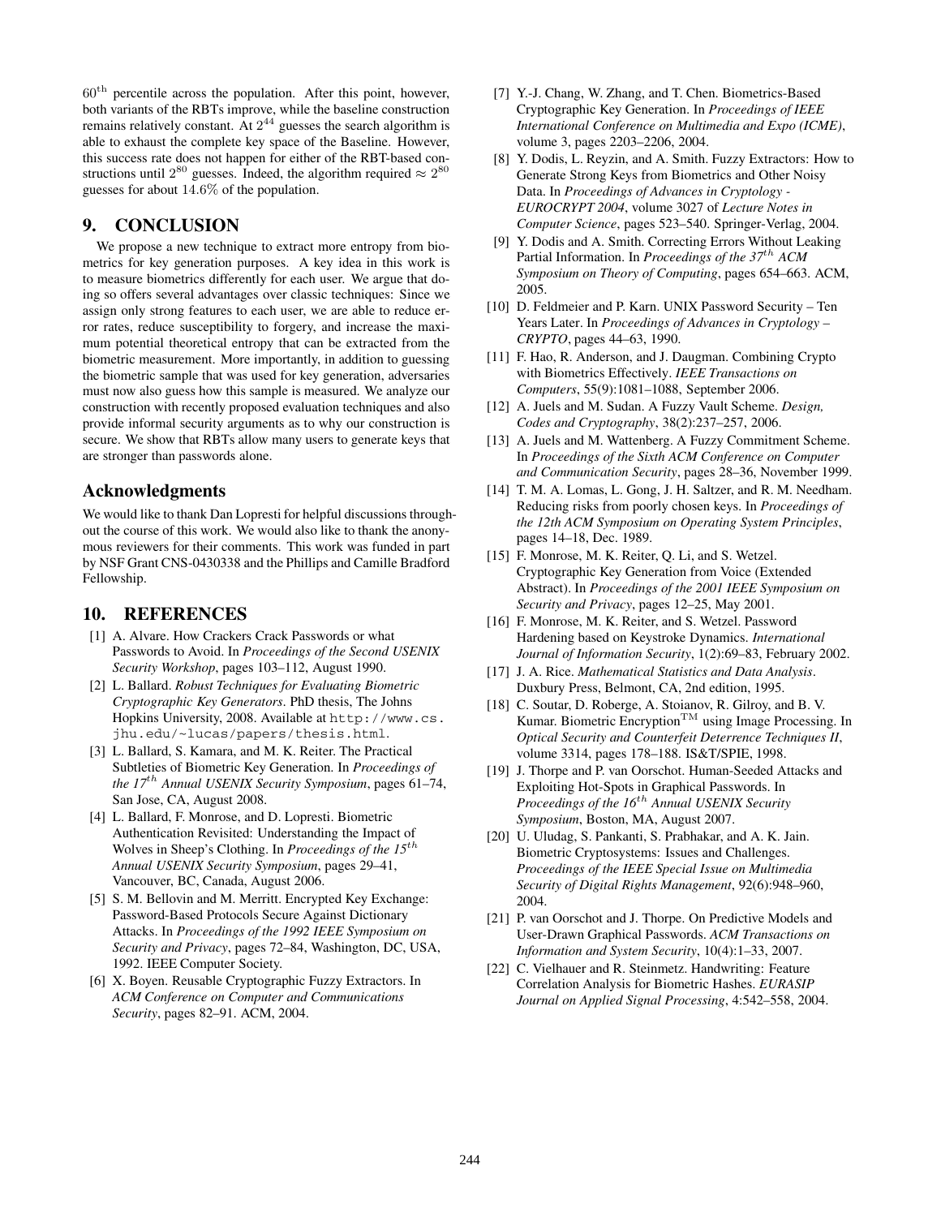$60^{\text{th}}$ percentile across the population. After this point, however, both variants of the RBTs improve, while the baseline construction remains relatively constant. At $2^{44}$ guesses the search algorithm is able to exhaust the complete key space of the Baseline. However, this success rate does not happen for either of the RBT-based constructions until $2^{80}$ guesses. Indeed, the algorithm required $\approx 2^{80}$ guesses for about $14.6\%$ of the population.

## 9. CONCLUSION

We propose a new technique to extract more entropy from biometrics for key generation purposes. A key idea in this work is to measure biometrics differently for each user. We argue that doing so offers several advantages over classic techniques: Since we assign only strong features to each user, we are able to reduce error rates, reduce susceptibility to forgery, and increase the maximum potential theoretical entropy that can be extracted from the biometric measurement. More importantly, in addition to guessing the biometric sample that was used for key generation, adversaries must now also guess how this sample is measured. We analyze our construction with recently proposed evaluation techniques and also provide informal security arguments as to why our construction is secure. We show that RBTs allow many users to generate keys that are stronger than passwords alone.

## Acknowledgments

We would like to thank Dan Lopresti for helpful discussions throughout the course of this work. We would also like to thank the anonymous reviewers for their comments. This work was funded in part by NSF Grant CNS-0430338 and the Phillips and Camille Bradford Fellowship.

## 10. REFERENCES

[1] A. Alvare. How Crackers Crack Passwords or what Passwords to Avoid. In *Proceedings of the Second USENIX Security Workshop*, pages 103–112, August 1990.

[2] L. Ballard. *Robust Techniques for Evaluating Biometric Cryptographic Key Generators*. PhD thesis, The Johns Hopkins University, 2008. Available at http://www.cs.jhu.edu/~lucas/papers/thesis.html.

[3] L. Ballard, S. Kamara, and M. K. Reiter. The Practical Subtleties of Biometric Key Generation. In *Proceedings of the 17$^{th}$ Annual USENIX Security Symposium*, pages 61–74, San Jose, CA, August 2008.

[4] L. Ballard, F. Monrose, and D. Lopresti. Biometric Authentication Revisited: Understanding the Impact of Wolves in Sheep's Clothing. In *Proceedings of the 15$^{th}$ Annual USENIX Security Symposium*, pages 29–41, Vancouver, BC, Canada, August 2006.

[5] S. M. Bellovin and M. Merritt. Encrypted Key Exchange: Password-Based Protocols Secure Against Dictionary Attacks. In *Proceedings of the 1992 IEEE Symposium on Security and Privacy*, pages 72–84, Washington, DC, USA, 1992. IEEE Computer Society.

[6] X. Boyen. Reusable Cryptographic Fuzzy Extractors. In *ACM Conference on Computer and Communications Security*, pages 82–91. ACM, 2004.

[7] Y.-J. Chang, W. Zhang, and T. Chen. Biometrics-Based Cryptographic Key Generation. In *Proceedings of IEEE International Conference on Multimedia and Expo (ICME)*, volume 3, pages 2203–2206, 2004.

[8] Y. Dodis, L. Reyzin, and A. Smith. Fuzzy Extractors: How to Generate Strong Keys from Biometrics and Other Noisy Data. In *Proceedings of Advances in Cryptology - EUROCRYPT 2004*, volume 3027 of *Lecture Notes in Computer Science*, pages 523–540. Springer-Verlag, 2004.

[9] Y. Dodis and A. Smith. Correcting Errors Without Leaking Partial Information. In *Proceedings of the 37$^{th}$ ACM Symposium on Theory of Computing*, pages 654–663. ACM, 2005.

[10] D. Feldmeier and P. Karn. UNIX Password Security – Ten Years Later. In *Proceedings of Advances in Cryptology – CRYPTO*, pages 44–63, 1990.

[11] F. Hao, R. Anderson, and J. Daugman. Combining Crypto with Biometrics Effectively. *IEEE Transactions on Computers*, 55(9):1081–1088, September 2006.

[12] A. Juels and M. Sudan. A Fuzzy Vault Scheme. *Design, Codes and Cryptography*, 38(2):237–257, 2006.

[13] A. Juels and M. Wattenberg. A Fuzzy Commitment Scheme. In *Proceedings of the Sixth ACM Conference on Computer and Communication Security*, pages 28–36, November 1999.

[14] T. M. A. Lomas, L. Gong, J. H. Saltzer, and R. M. Needham. Reducing risks from poorly chosen keys. In *Proceedings of the 12th ACM Symposium on Operating System Principles*, pages 14–18, Dec. 1989.

[15] F. Monrose, M. K. Reiter, Q. Li, and S. Wetzel. Cryptographic Key Generation from Voice (Extended Abstract). In *Proceedings of the 2001 IEEE Symposium on Security and Privacy*, pages 12–25, May 2001.

[16] F. Monrose, M. K. Reiter, and S. Wetzel. Password Hardening based on Keystroke Dynamics. *International Journal of Information Security*, 1(2):69–83, February 2002.

[17] J. A. Rice. *Mathematical Statistics and Data Analysis*. Duxbury Press, Belmont, CA, 2nd edition, 1995.

[18] C. Soutar, D. Roberge, A. Stoianov, R. Gilroy, and B. V. Kumar. Biometric Encryption$^{\text{TM}}$ using Image Processing. In *Optical Security and Counterfeit Deterrence Techniques II*, volume 3314, pages 178–188. IS&T/SPIE, 1998.

[19] J. Thorpe and P. van Oorschot. Human-Seeded Attacks and Exploiting Hot-Spots in Graphical Passwords. In *Proceedings of the 16$^{th}$ Annual USENIX Security Symposium*, Boston, MA, August 2007.

[20] U. Uludag, S. Pankanti, S. Prabhakar, and A. K. Jain. Biometric Cryptosystems: Issues and Challenges. *Proceedings of the IEEE Special Issue on Multimedia Security of Digital Rights Management*, 92(6):948–960, 2004.

[21] P. van Oorschot and J. Thorpe. On Predictive Models and User-Drawn Graphical Passwords. *ACM Transactions on Information and System Security*, 10(4):1–33, 2007.

[22] C. Vielhauer and R. Steinmetz. Handwriting: Feature Correlation Analysis for Biometric Hashes. *EURASIP Journal on Applied Signal Processing*, 4:542–558, 2004.